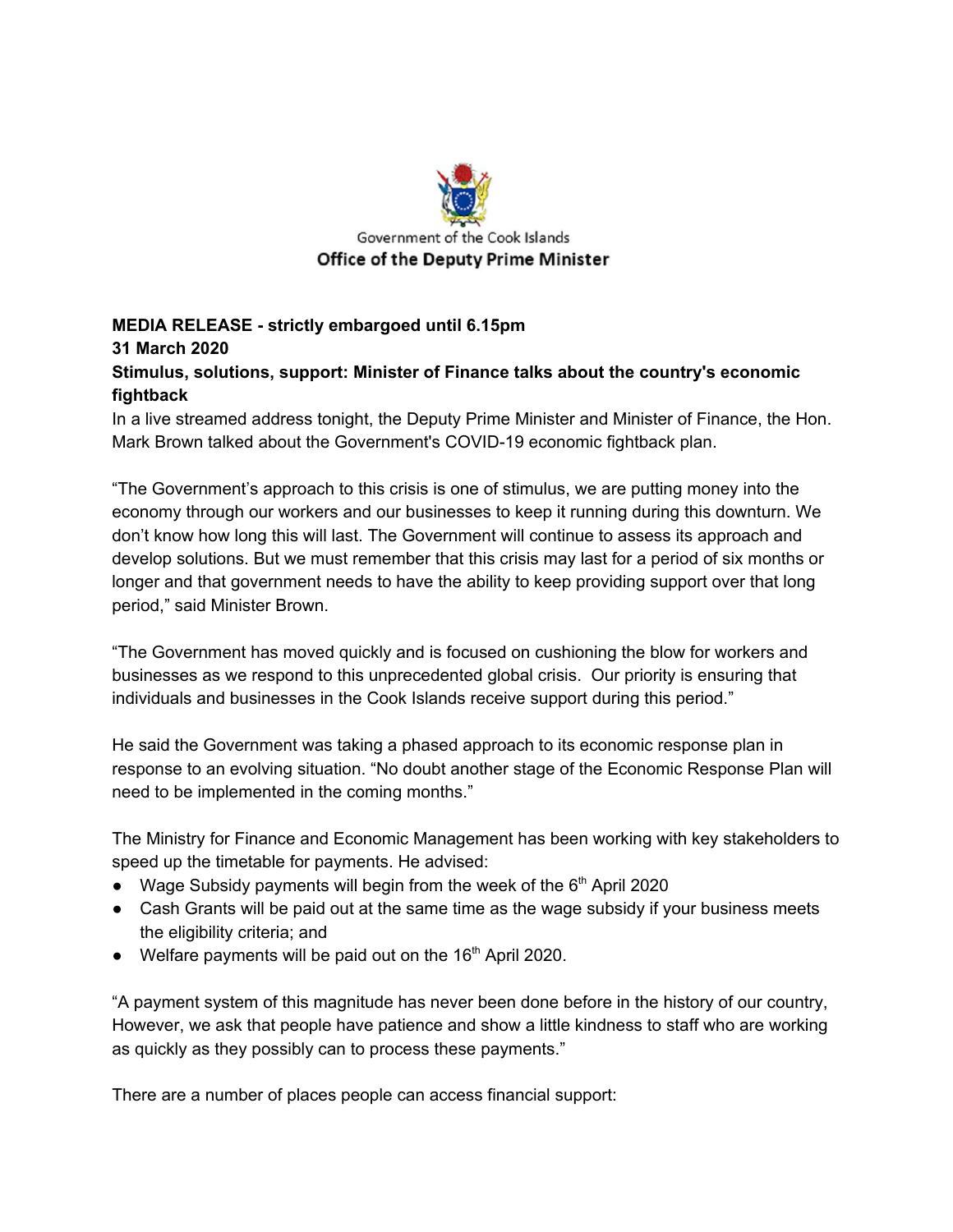Government of the Cook Islands

**Office of the Deputy Prime Minister**

**MEDIA RELEASE - strictly embargoed until 6.15pm**

**31 March 2020**

**Stimulus, solutions, support: Minister of Finance talks about the country's economic fightback**

In a live streamed address tonight, the Deputy Prime Minister and Minister of Finance, the Hon. Mark Brown talked about the Government's COVID-19 economic fightback plan.

"The Government's approach to this crisis is one of stimulus, we are putting money into the economy through our workers and our businesses to keep it running during this downturn. We don't know how long this will last. The Government will continue to assess its approach and develop solutions. But we must remember that this crisis may last for a period of six months or longer and that government needs to have the ability to keep providing support over that long period," said Minister Brown.

"The Government has moved quickly and is focused on cushioning the blow for workers and businesses as we respond to this unprecedented global crisis. Our priority is ensuring that individuals and businesses in the Cook Islands receive support during this period."

He said the Government was taking a phased approach to its economic response plan in response to an evolving situation. "No doubt another stage of the Economic Response Plan will need to be implemented in the coming months."

The Ministry for Finance and Economic Management has been working with key stakeholders to speed up the timetable for payments. He advised:

- Wage Subsidy payments will begin from the week of the 6th April 2020
- Cash Grants will be paid out at the same time as the wage subsidy if your business meets the eligibility criteria; and
- Welfare payments will be paid out on the 16th April 2020.

"A payment system of this magnitude has never been done before in the history of our country, However, we ask that people have patience and show a little kindness to staff who are working as quickly as they possibly can to process these payments."

There are a number of places people can access financial support: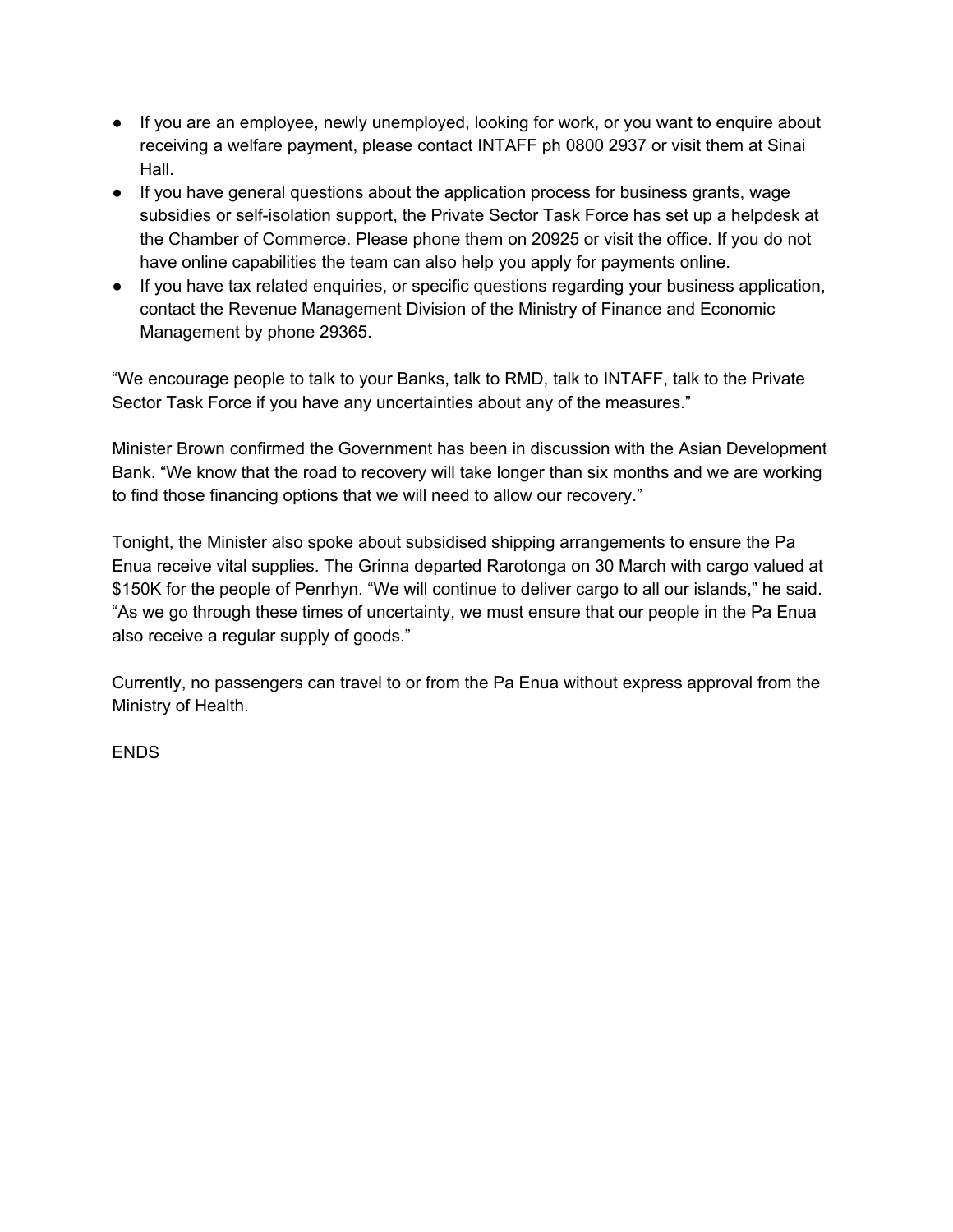- If you are an employee, newly unemployed, looking for work, or you want to enquire about receiving a welfare payment, please contact INTAFF ph 0800 2937 or visit them at Sinai Hall.
- If you have general questions about the application process for business grants, wage subsidies or self-isolation support, the Private Sector Task Force has set up a helpdesk at the Chamber of Commerce. Please phone them on 20925 or visit the office. If you do not have online capabilities the team can also help you apply for payments online.
- If you have tax related enquiries, or specific questions regarding your business application, contact the Revenue Management Division of the Ministry of Finance and Economic Management by phone 29365.

"We encourage people to talk to your Banks, talk to RMD, talk to INTAFF, talk to the Private Sector Task Force if you have any uncertainties about any of the measures."

Minister Brown confirmed the Government has been in discussion with the Asian Development Bank. "We know that the road to recovery will take longer than six months and we are working to find those financing options that we will need to allow our recovery."

Tonight, the Minister also spoke about subsidised shipping arrangements to ensure the Pa Enua receive vital supplies. The Grinna departed Rarotonga on 30 March with cargo valued at $150K for the people of Penrhyn. "We will continue to deliver cargo to all our islands," he said. "As we go through these times of uncertainty, we must ensure that our people in the Pa Enua also receive a regular supply of goods."

Currently, no passengers can travel to or from the Pa Enua without express approval from the Ministry of Health.

ENDS